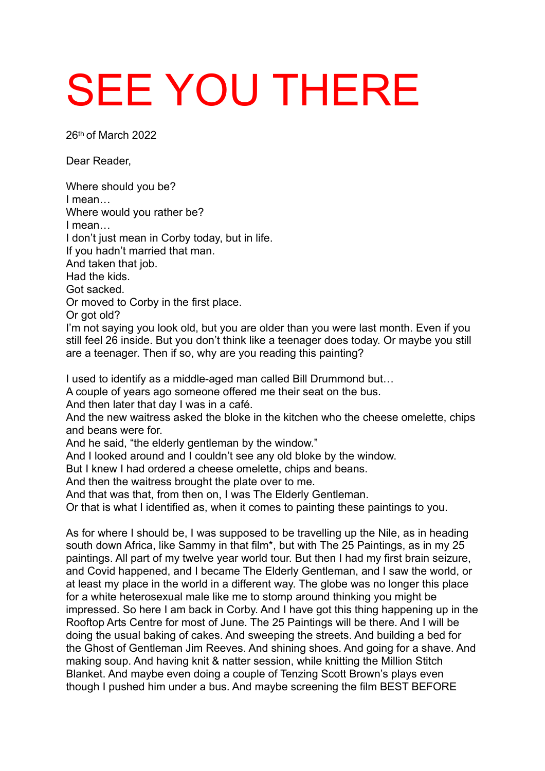# SEE YOU THERE

26th of March 2022

Dear Reader,

Where should you be?
I mean…
Where would you rather be?
I mean…
I don't just mean in Corby today, but in life.
If you hadn't married that man.
And taken that job.
Had the kids.
Got sacked.
Or moved to Corby in the first place.
Or got old?
I'm not saying you look old, but you are older than you were last month. Even if you still feel 26 inside. But you don't think like a teenager does today. Or maybe you still are a teenager. Then if so, why are you reading this painting?

I used to identify as a middle-aged man called Bill Drummond but…
A couple of years ago someone offered me their seat on the bus.
And then later that day I was in a café.
And the new waitress asked the bloke in the kitchen who the cheese omelette, chips and beans were for.
And he said, "the elderly gentleman by the window."
And I looked around and I couldn't see any old bloke by the window.
But I knew I had ordered a cheese omelette, chips and beans.
And then the waitress brought the plate over to me.
And that was that, from then on, I was The Elderly Gentleman.
Or that is what I identified as, when it comes to painting these paintings to you.

As for where I should be, I was supposed to be travelling up the Nile, as in heading south down Africa, like Sammy in that film*, but with The 25 Paintings, as in my 25 paintings. All part of my twelve year world tour. But then I had my first brain seizure, and Covid happened, and I became The Elderly Gentleman, and I saw the world, or at least my place in the world in a different way. The globe was no longer this place for a white heterosexual male like me to stomp around thinking you might be impressed. So here I am back in Corby. And I have got this thing happening up in the Rooftop Arts Centre for most of June. The 25 Paintings will be there. And I will be doing the usual baking of cakes. And sweeping the streets. And building a bed for the Ghost of Gentleman Jim Reeves. And shining shoes. And going for a shave. And making soup. And having knit & natter session, while knitting the Million Stitch Blanket. And maybe even doing a couple of Tenzing Scott Brown's plays even though I pushed him under a bus. And maybe screening the film BEST BEFORE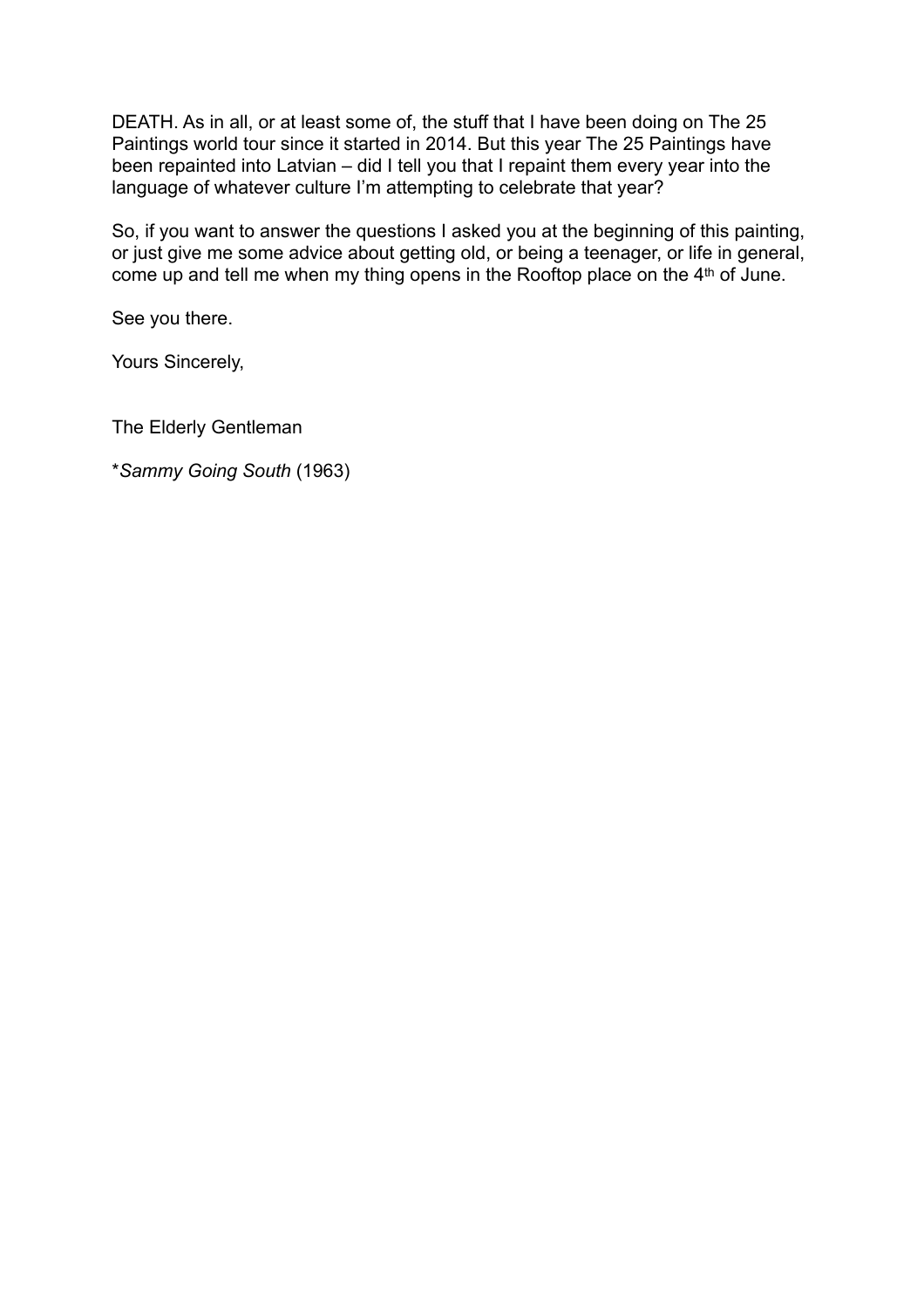DEATH. As in all, or at least some of, the stuff that I have been doing on The 25 Paintings world tour since it started in 2014. But this year The 25 Paintings have been repainted into Latvian – did I tell you that I repaint them every year into the language of whatever culture I'm attempting to celebrate that year?

So, if you want to answer the questions I asked you at the beginning of this painting, or just give me some advice about getting old, or being a teenager, or life in general, come up and tell me when my thing opens in the Rooftop place on the 4th of June.

See you there.

Yours Sincerely,

The Elderly Gentleman

**Sammy Going South* (1963)